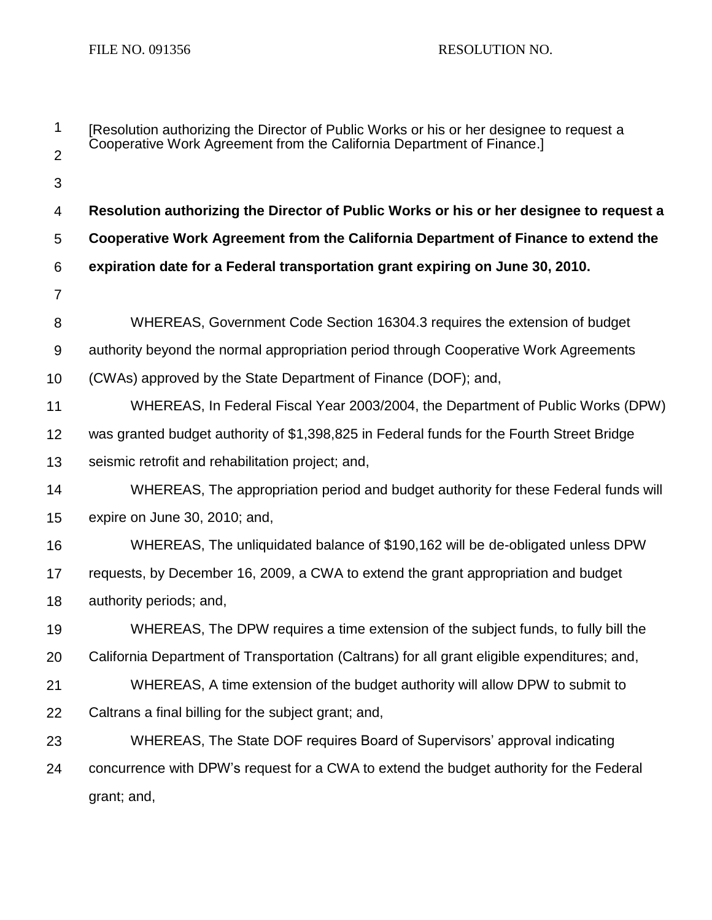FILE NO. 091356 RESOLUTION NO.

[Resolution authorizing the Director of Public Works or his or her designee to request a Cooperative Work Agreement from the California Department of Finance.]

**Resolution authorizing the Director of Public Works or his or her designee to request a Cooperative Work Agreement from the California Department of Finance to extend the expiration date for a Federal transportation grant expiring on June 30, 2010.**

WHEREAS, Government Code Section 16304.3 requires the extension of budget authority beyond the normal appropriation period through Cooperative Work Agreements (CWAs) approved by the State Department of Finance (DOF); and,

WHEREAS, In Federal Fiscal Year 2003/2004, the Department of Public Works (DPW) was granted budget authority of $1,398,825 in Federal funds for the Fourth Street Bridge seismic retrofit and rehabilitation project; and,

WHEREAS, The appropriation period and budget authority for these Federal funds will expire on June 30, 2010; and,

WHEREAS, The unliquidated balance of $190,162 will be de-obligated unless DPW requests, by December 16, 2009, a CWA to extend the grant appropriation and budget authority periods; and,

WHEREAS, The DPW requires a time extension of the subject funds, to fully bill the California Department of Transportation (Caltrans) for all grant eligible expenditures; and,

WHEREAS, A time extension of the budget authority will allow DPW to submit to Caltrans a final billing for the subject grant; and,

WHEREAS, The State DOF requires Board of Supervisors' approval indicating concurrence with DPW's request for a CWA to extend the budget authority for the Federal grant; and,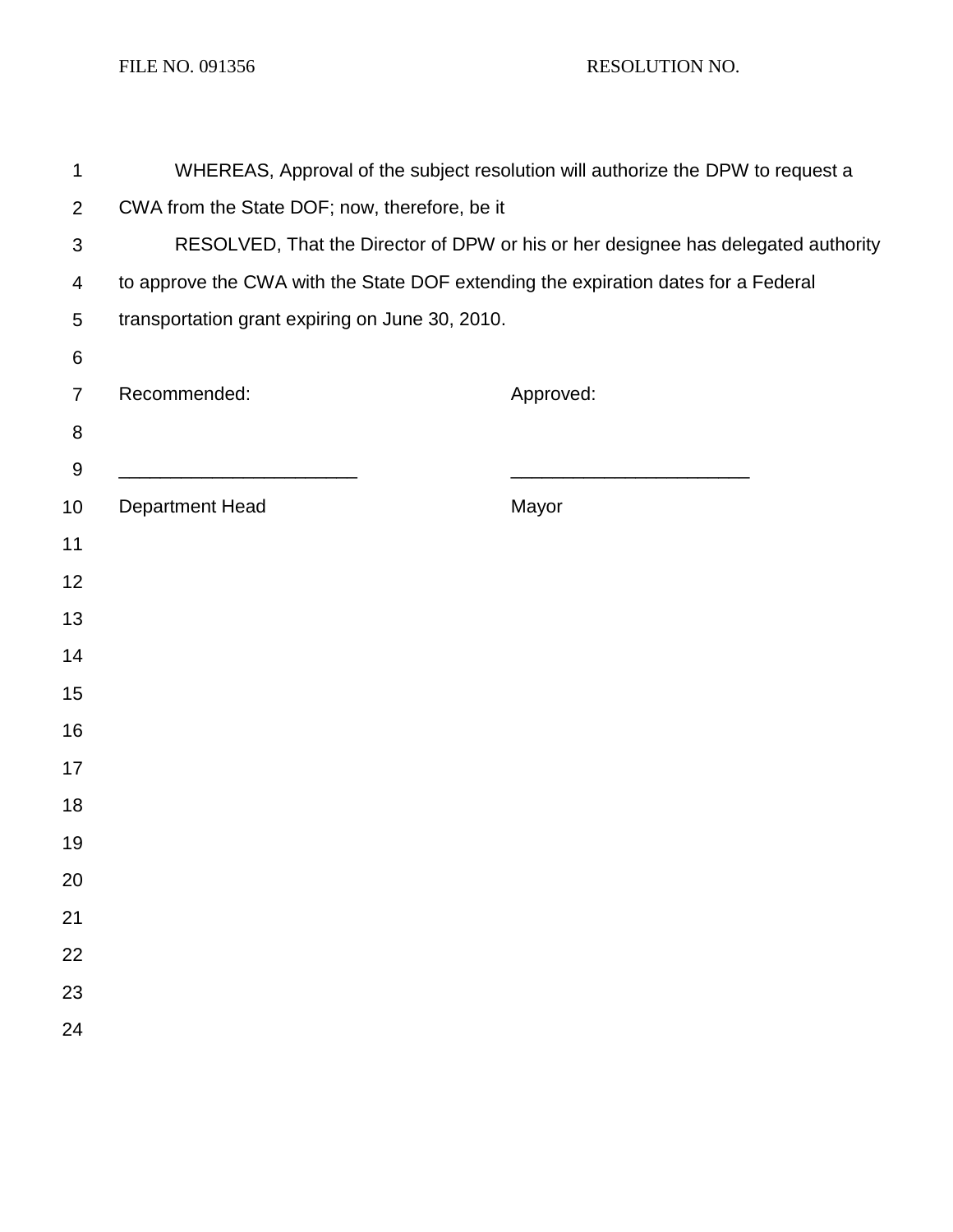FILE NO. 091356 RESOLUTION NO.

WHEREAS, Approval of the subject resolution will authorize the DPW to request a CWA from the State DOF; now, therefore, be it

RESOLVED, That the Director of DPW or his or her designee has delegated authority to approve the CWA with the State DOF extending the expiration dates for a Federal transportation grant expiring on June 30, 2010.

| | |
|---|---|
| Recommended: | Approved: |
| _______________________ | _______________________ |
| Department Head | Mayor |